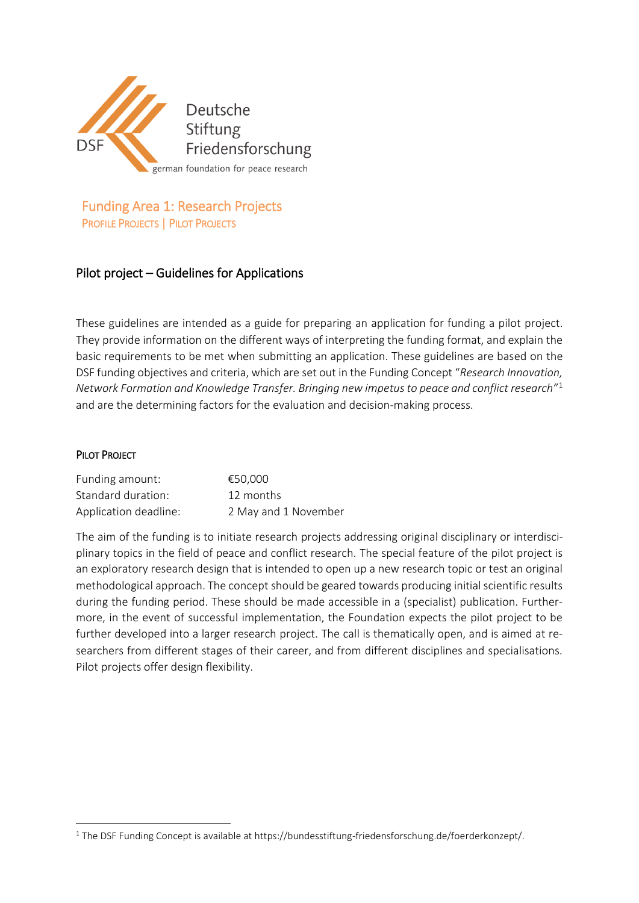Deutsche Stiftung Friedensforschung

german foundation for peace research

# Funding Area 1: Research Projects

PROFILE PROJECTS | PILOT PROJECTS

## Pilot project – Guidelines for Applications

These guidelines are intended as a guide for preparing an application for funding a pilot project. They provide information on the different ways of interpreting the funding format, and explain the basic requirements to be met when submitting an application. These guidelines are based on the DSF funding objectives and criteria, which are set out in the Funding Concept "*Research Innovation, Network Formation and Knowledge Transfer. Bringing new impetus to peace and conflict research*"[1] and are the determining factors for the evaluation and decision-making process.

### PILOT PROJECT

| | |
|---|---|
| Funding amount: | €50,000 |
| Standard duration: | 12 months |
| Application deadline: | 2 May and 1 November |

The aim of the funding is to initiate research projects addressing original disciplinary or interdisciplinary topics in the field of peace and conflict research. The special feature of the pilot project is an exploratory research design that is intended to open up a new research topic or test an original methodological approach. The concept should be geared towards producing initial scientific results during the funding period. These should be made accessible in a (specialist) publication. Furthermore, in the event of successful implementation, the Foundation expects the pilot project to be further developed into a larger research project. The call is thematically open, and is aimed at researchers from different stages of their career, and from different disciplines and specialisations. Pilot projects offer design flexibility.

[1] The DSF Funding Concept is available at https://bundesstiftung-friedensforschung.de/foerderkonzept/.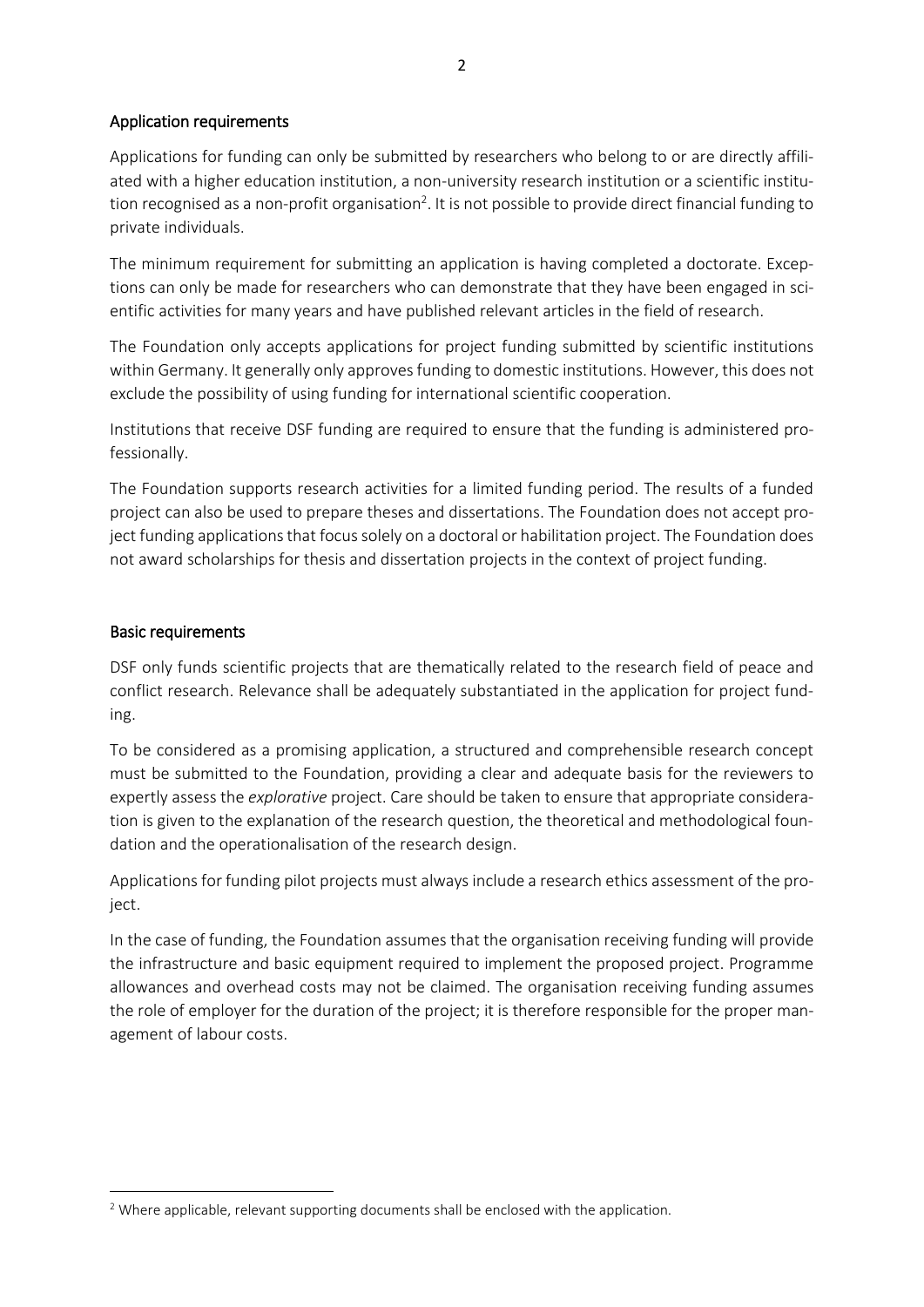## Application requirements

Applications for funding can only be submitted by researchers who belong to or are directly affiliated with a higher education institution, a non-university research institution or a scientific institution recognised as a non-profit organisation[2]. It is not possible to provide direct financial funding to private individuals.

The minimum requirement for submitting an application is having completed a doctorate. Exceptions can only be made for researchers who can demonstrate that they have been engaged in scientific activities for many years and have published relevant articles in the field of research.

The Foundation only accepts applications for project funding submitted by scientific institutions within Germany. It generally only approves funding to domestic institutions. However, this does not exclude the possibility of using funding for international scientific cooperation.

Institutions that receive DSF funding are required to ensure that the funding is administered professionally.

The Foundation supports research activities for a limited funding period. The results of a funded project can also be used to prepare theses and dissertations. The Foundation does not accept project funding applications that focus solely on a doctoral or habilitation project. The Foundation does not award scholarships for thesis and dissertation projects in the context of project funding.

## Basic requirements

DSF only funds scientific projects that are thematically related to the research field of peace and conflict research. Relevance shall be adequately substantiated in the application for project funding.

To be considered as a promising application, a structured and comprehensible research concept must be submitted to the Foundation, providing a clear and adequate basis for the reviewers to expertly assess the *explorative* project. Care should be taken to ensure that appropriate consideration is given to the explanation of the research question, the theoretical and methodological foundation and the operationalisation of the research design.

Applications for funding pilot projects must always include a research ethics assessment of the project.

In the case of funding, the Foundation assumes that the organisation receiving funding will provide the infrastructure and basic equipment required to implement the proposed project. Programme allowances and overhead costs may not be claimed. The organisation receiving funding assumes the role of employer for the duration of the project; it is therefore responsible for the proper management of labour costs.

[2] Where applicable, relevant supporting documents shall be enclosed with the application.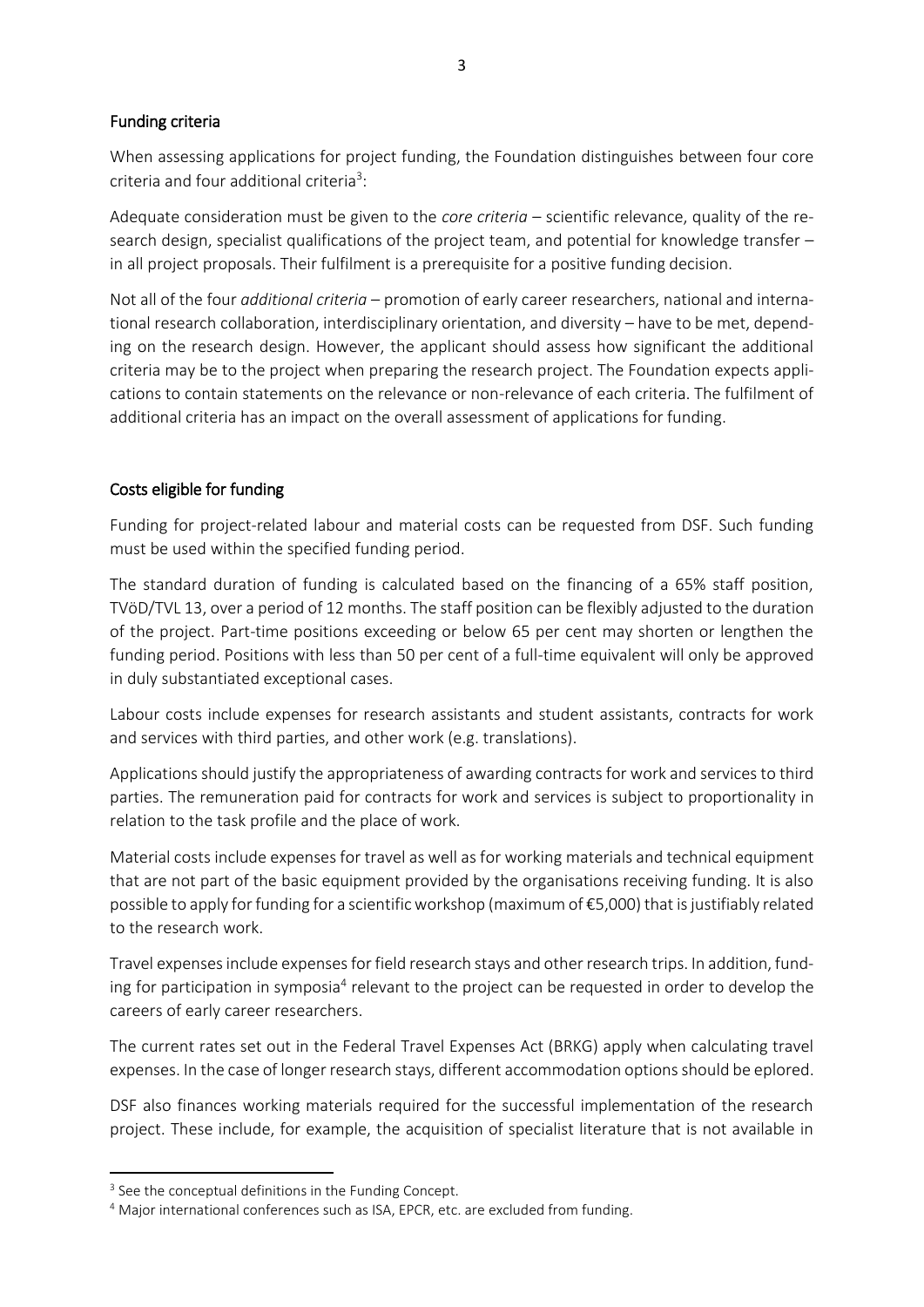## Funding criteria

When assessing applications for project funding, the Foundation distinguishes between four core criteria and four additional criteria[3]:

Adequate consideration must be given to the *core criteria* – scientific relevance, quality of the research design, specialist qualifications of the project team, and potential for knowledge transfer – in all project proposals. Their fulfilment is a prerequisite for a positive funding decision.

Not all of the four *additional criteria* – promotion of early career researchers, national and international research collaboration, interdisciplinary orientation, and diversity – have to be met, depending on the research design. However, the applicant should assess how significant the additional criteria may be to the project when preparing the research project. The Foundation expects applications to contain statements on the relevance or non-relevance of each criteria. The fulfilment of additional criteria has an impact on the overall assessment of applications for funding.

## Costs eligible for funding

Funding for project-related labour and material costs can be requested from DSF. Such funding must be used within the specified funding period.

The standard duration of funding is calculated based on the financing of a 65% staff position, TVöD/TVL 13, over a period of 12 months. The staff position can be flexibly adjusted to the duration of the project. Part-time positions exceeding or below 65 per cent may shorten or lengthen the funding period. Positions with less than 50 per cent of a full-time equivalent will only be approved in duly substantiated exceptional cases.

Labour costs include expenses for research assistants and student assistants, contracts for work and services with third parties, and other work (e.g. translations).

Applications should justify the appropriateness of awarding contracts for work and services to third parties. The remuneration paid for contracts for work and services is subject to proportionality in relation to the task profile and the place of work.

Material costs include expenses for travel as well as for working materials and technical equipment that are not part of the basic equipment provided by the organisations receiving funding. It is also possible to apply for funding for a scientific workshop (maximum of €5,000) that is justifiably related to the research work.

Travel expenses include expenses for field research stays and other research trips. In addition, funding for participation in symposia[4] relevant to the project can be requested in order to develop the careers of early career researchers.

The current rates set out in the Federal Travel Expenses Act (BRKG) apply when calculating travel expenses. In the case of longer research stays, different accommodation options should be eplored.

DSF also finances working materials required for the successful implementation of the research project. These include, for example, the acquisition of specialist literature that is not available in

---

[3] See the conceptual definitions in the Funding Concept.

[4] Major international conferences such as ISA, EPCR, etc. are excluded from funding.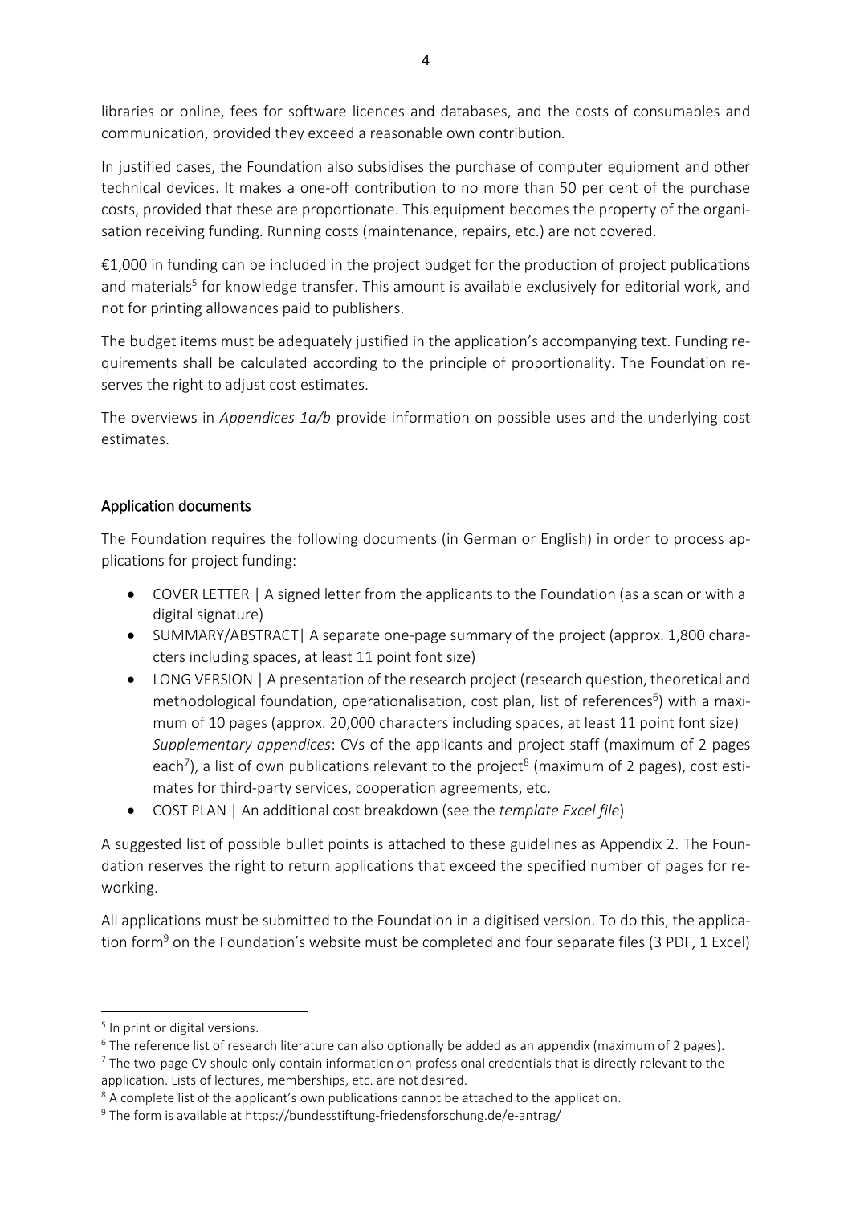libraries or online, fees for software licences and databases, and the costs of consumables and communication, provided they exceed a reasonable own contribution.

In justified cases, the Foundation also subsidises the purchase of computer equipment and other technical devices. It makes a one-off contribution to no more than 50 per cent of the purchase costs, provided that these are proportionate. This equipment becomes the property of the organisation receiving funding. Running costs (maintenance, repairs, etc.) are not covered.

€1,000 in funding can be included in the project budget for the production of project publications and materials[5] for knowledge transfer. This amount is available exclusively for editorial work, and not for printing allowances paid to publishers.

The budget items must be adequately justified in the application's accompanying text. Funding requirements shall be calculated according to the principle of proportionality. The Foundation reserves the right to adjust cost estimates.

The overviews in *Appendices 1a/b* provide information on possible uses and the underlying cost estimates.

## Application documents

The Foundation requires the following documents (in German or English) in order to process applications for project funding:

- COVER LETTER | A signed letter from the applicants to the Foundation (as a scan or with a digital signature)
- SUMMARY/ABSTRACT| A separate one-page summary of the project (approx. 1,800 characters including spaces, at least 11 point font size)
- LONG VERSION | A presentation of the research project (research question, theoretical and methodological foundation, operationalisation, cost plan, list of references[6]) with a maximum of 10 pages (approx. 20,000 characters including spaces, at least 11 point font size)
  *Supplementary appendices*: CVs of the applicants and project staff (maximum of 2 pages each[7]), a list of own publications relevant to the project[8] (maximum of 2 pages), cost estimates for third-party services, cooperation agreements, etc.
- COST PLAN | An additional cost breakdown (see the *template Excel file*)

A suggested list of possible bullet points is attached to these guidelines as Appendix 2. The Foundation reserves the right to return applications that exceed the specified number of pages for reworking.

All applications must be submitted to the Foundation in a digitised version. To do this, the application form[9] on the Foundation's website must be completed and four separate files (3 PDF, 1 Excel)

---

[5] In print or digital versions.

[6] The reference list of research literature can also optionally be added as an appendix (maximum of 2 pages).

[7] The two-page CV should only contain information on professional credentials that is directly relevant to the application. Lists of lectures, memberships, etc. are not desired.

[8] A complete list of the applicant's own publications cannot be attached to the application.

[9] The form is available at https://bundesstiftung-friedensforschung.de/e-antrag/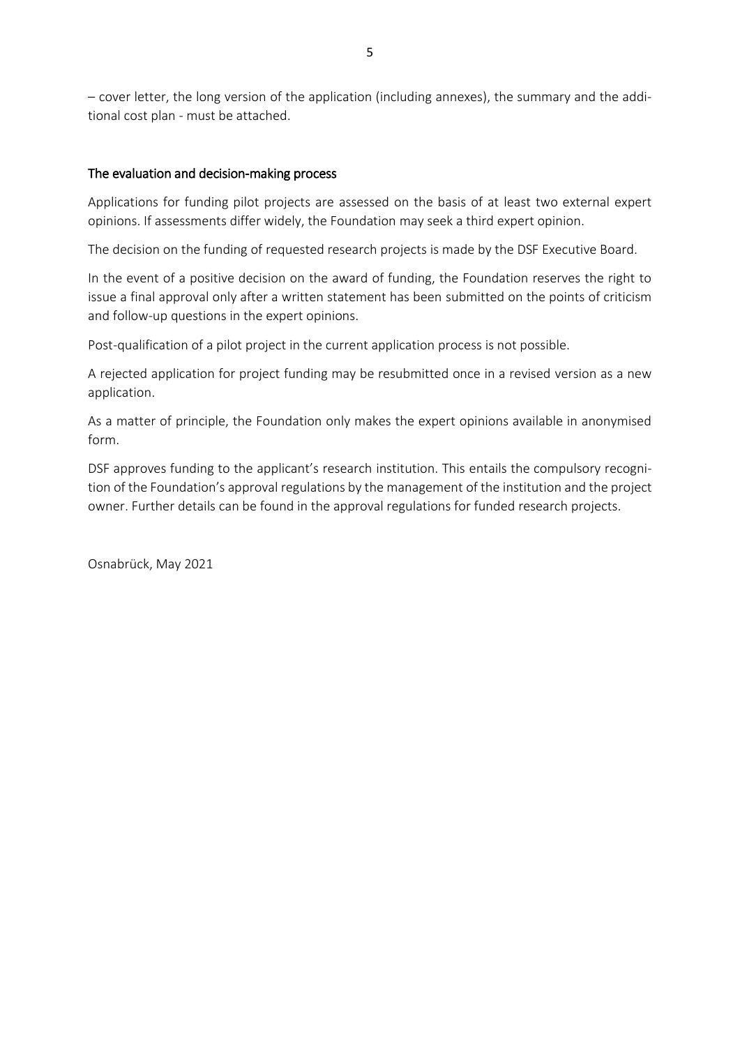– cover letter, the long version of the application (including annexes), the summary and the additional cost plan - must be attached.

## The evaluation and decision-making process

Applications for funding pilot projects are assessed on the basis of at least two external expert opinions. If assessments differ widely, the Foundation may seek a third expert opinion.

The decision on the funding of requested research projects is made by the DSF Executive Board.

In the event of a positive decision on the award of funding, the Foundation reserves the right to issue a final approval only after a written statement has been submitted on the points of criticism and follow-up questions in the expert opinions.

Post-qualification of a pilot project in the current application process is not possible.

A rejected application for project funding may be resubmitted once in a revised version as a new application.

As a matter of principle, the Foundation only makes the expert opinions available in anonymised form.

DSF approves funding to the applicant's research institution. This entails the compulsory recognition of the Foundation's approval regulations by the management of the institution and the project owner. Further details can be found in the approval regulations for funded research projects.

Osnabrück, May 2021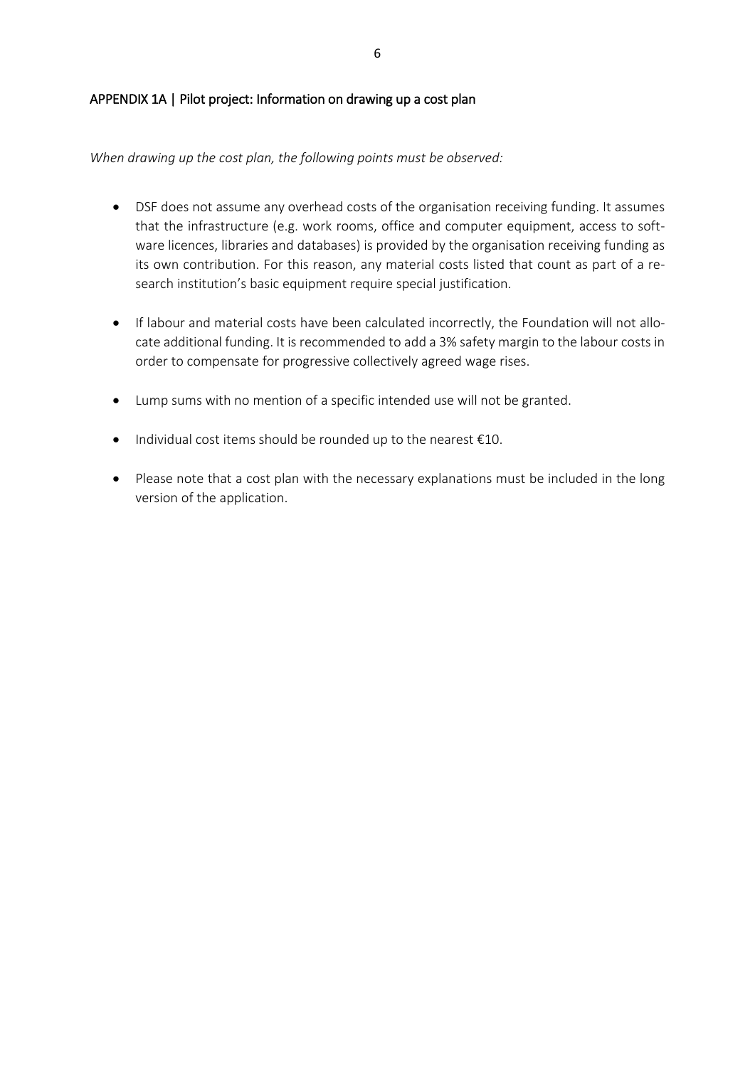## APPENDIX 1A | Pilot project: Information on drawing up a cost plan

*When drawing up the cost plan, the following points must be observed:*

- DSF does not assume any overhead costs of the organisation receiving funding. It assumes that the infrastructure (e.g. work rooms, office and computer equipment, access to software licences, libraries and databases) is provided by the organisation receiving funding as its own contribution. For this reason, any material costs listed that count as part of a research institution's basic equipment require special justification.
- If labour and material costs have been calculated incorrectly, the Foundation will not allocate additional funding. It is recommended to add a 3% safety margin to the labour costs in order to compensate for progressive collectively agreed wage rises.
- Lump sums with no mention of a specific intended use will not be granted.
- Individual cost items should be rounded up to the nearest €10.
- Please note that a cost plan with the necessary explanations must be included in the long version of the application.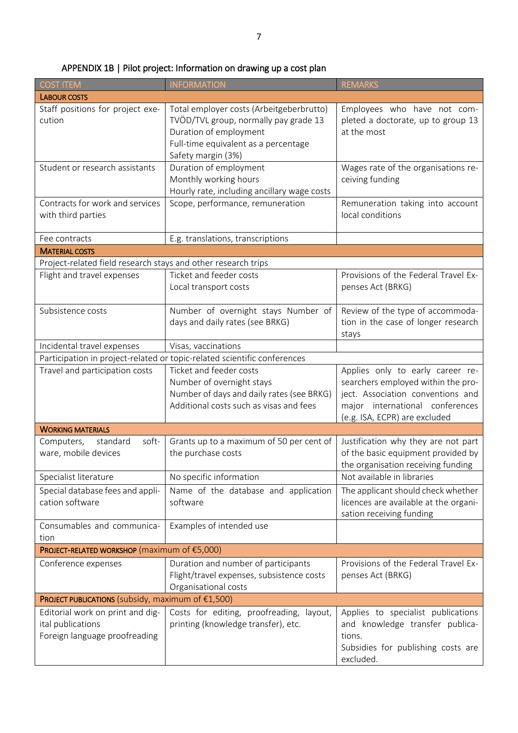## APPENDIX 1B | Pilot project: Information on drawing up a cost plan

| COST ITEM | INFORMATION | REMARKS |
|---|---|---|
| **LABOUR COSTS** | | |
| Staff positions for project execution | Total employer costs (Arbeitgeberbrutto)<br>TVÖD/TVL group, normally pay grade 13<br>Duration of employment<br>Full-time equivalent as a percentage<br>Safety margin (3%) | Employees who have not completed a doctorate, up to group 13 at the most |
| Student or research assistants | Duration of employment<br>Monthly working hours<br>Hourly rate, including ancillary wage costs | Wages rate of the organisations receiving funding |
| Contracts for work and services with third parties | Scope, performance, remuneration | Remuneration taking into account local conditions |
| Fee contracts | E.g. translations, transcriptions | |
| **MATERIAL COSTS** | | |
| Project-related field research stays and other research trips | | |
| Flight and travel expenses | Ticket and feeder costs<br>Local transport costs | Provisions of the Federal Travel Expenses Act (BRKG) |
| Subsistence costs | Number of overnight stays Number of days and daily rates (see BRKG) | Review of the type of accommodation in the case of longer research stays |
| Incidental travel expenses | Visas, vaccinations | |
| Participation in project-related or topic-related scientific conferences | | |
| Travel and participation costs | Ticket and feeder costs<br>Number of overnight stays<br>Number of days and daily rates (see BRKG)<br>Additional costs such as visas and fees | Applies only to early career researchers employed within the project. Association conventions and major international conferences (e.g. ISA, ECPR) are excluded |
| **WORKING MATERIALS** | | |
| Computers, standard software, mobile devices | Grants up to a maximum of 50 per cent of the purchase costs | Justification why they are not part of the basic equipment provided by the organisation receiving funding |
| Specialist literature | No specific information | Not available in libraries |
| Special database fees and application software | Name of the database and application software | The applicant should check whether licences are available at the organisation receiving funding |
| Consumables and communication | Examples of intended use | |
| **PROJECT-RELATED WORKSHOP** (maximum of €5,000) | | |
| Conference expenses | Duration and number of participants<br>Flight/travel expenses, subsistence costs<br>Organisational costs | Provisions of the Federal Travel Expenses Act (BRKG) |
| **PROJECT PUBLICATIONS** (subsidy, maximum of €1,500) | | |
| Editorial work on print and digital publications<br>Foreign language proofreading | Costs for editing, proofreading, layout, printing (knowledge transfer), etc. | Applies to specialist publications and knowledge transfer publications.<br>Subsidies for publishing costs are excluded. |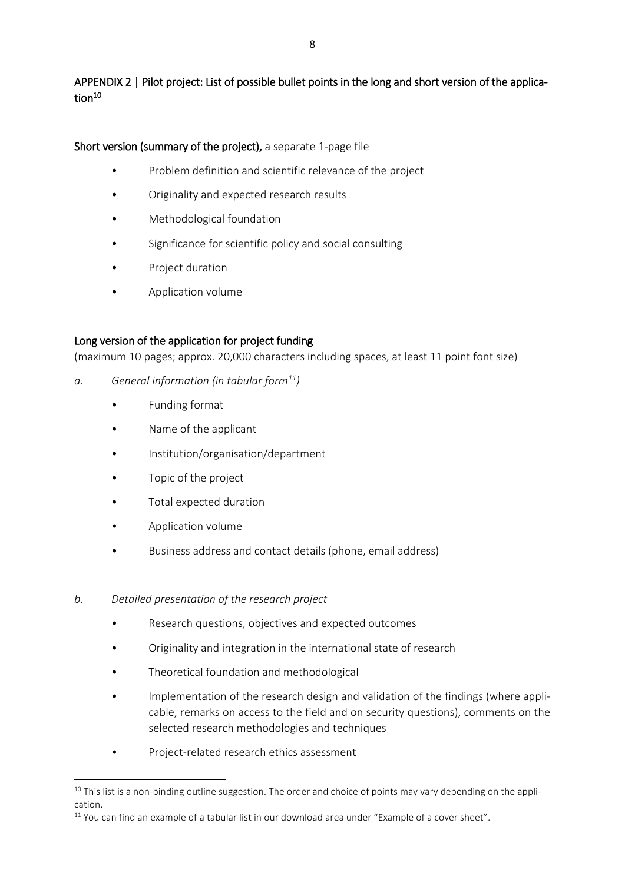## APPENDIX 2 | Pilot project: List of possible bullet points in the long and short version of the application[10]

### Short version (summary of the project), a separate 1-page file

- Problem definition and scientific relevance of the project
- Originality and expected research results
- Methodological foundation
- Significance for scientific policy and social consulting
- Project duration
- Application volume

### Long version of the application for project funding

(maximum 10 pages; approx. 20,000 characters including spaces, at least 11 point font size)

*a. General information (in tabular form[11])*

- Funding format
- Name of the applicant
- Institution/organisation/department
- Topic of the project
- Total expected duration
- Application volume
- Business address and contact details (phone, email address)

*b. Detailed presentation of the research project*

- Research questions, objectives and expected outcomes
- Originality and integration in the international state of research
- Theoretical foundation and methodological
- Implementation of the research design and validation of the findings (where applicable, remarks on access to the field and on security questions), comments on the selected research methodologies and techniques
- Project-related research ethics assessment

---

[10] This list is a non-binding outline suggestion. The order and choice of points may vary depending on the application.

[11] You can find an example of a tabular list in our download area under "Example of a cover sheet".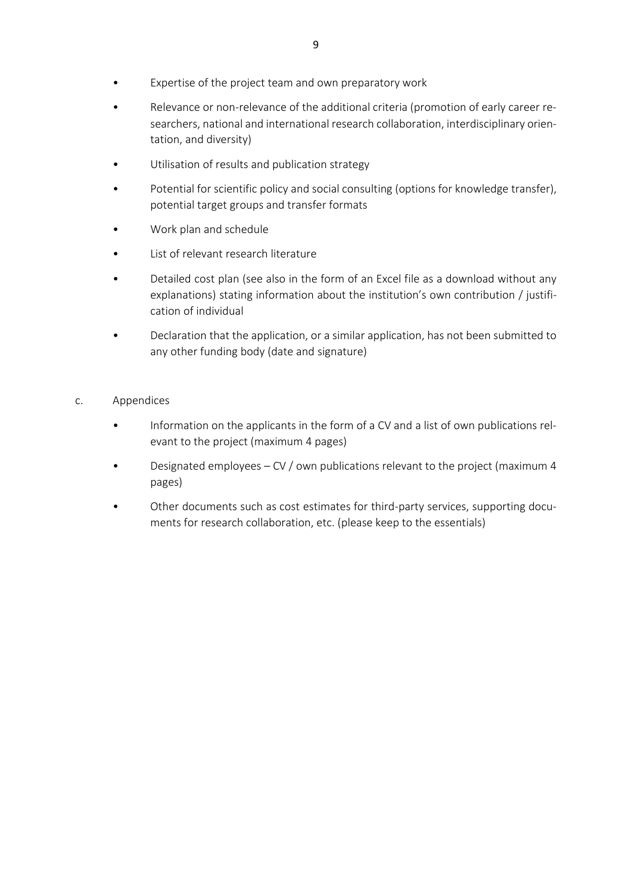- Expertise of the project team and own preparatory work
- Relevance or non-relevance of the additional criteria (promotion of early career researchers, national and international research collaboration, interdisciplinary orientation, and diversity)
- Utilisation of results and publication strategy
- Potential for scientific policy and social consulting (options for knowledge transfer), potential target groups and transfer formats
- Work plan and schedule
- List of relevant research literature
- Detailed cost plan (see also in the form of an Excel file as a download without any explanations) stating information about the institution's own contribution / justification of individual
- Declaration that the application, or a similar application, has not been submitted to any other funding body (date and signature)

c. Appendices

- Information on the applicants in the form of a CV and a list of own publications relevant to the project (maximum 4 pages)
- Designated employees – CV / own publications relevant to the project (maximum 4 pages)
- Other documents such as cost estimates for third-party services, supporting documents for research collaboration, etc. (please keep to the essentials)